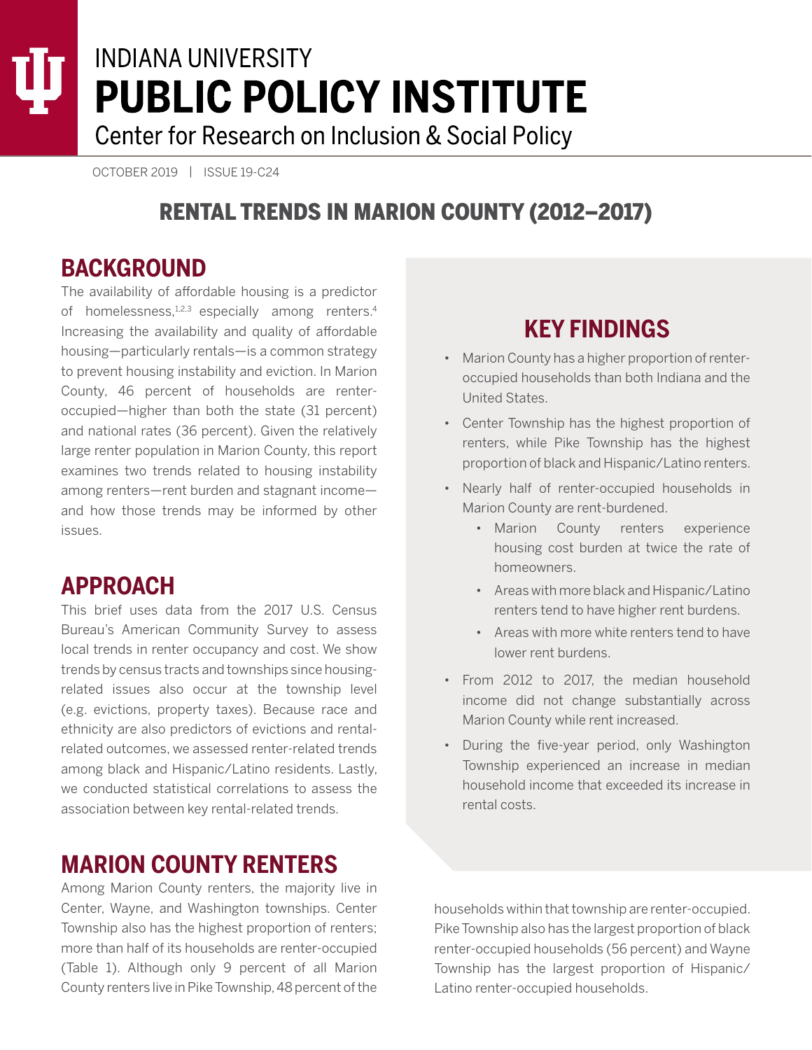INDIANA UNIVERSITY

# PUBLIC POLICY INSTITUTE

Center for Research on Inclusion & Social Policy

OCTOBER 2019 | ISSUE 19-C24

## RENTAL TRENDS IN MARION COUNTY (2012–2017)

## BACKGROUND

The availability of affordable housing is a predictor of homelessness,[1,2,3] especially among renters.[4] Increasing the availability and quality of affordable housing—particularly rentals—is a common strategy to prevent housing instability and eviction. In Marion County, 46 percent of households are renter-occupied—higher than both the state (31 percent) and national rates (36 percent). Given the relatively large renter population in Marion County, this report examines two trends related to housing instability among renters—rent burden and stagnant income—and how those trends may be informed by other issues.

## APPROACH

This brief uses data from the 2017 U.S. Census Bureau's American Community Survey to assess local trends in renter occupancy and cost. We show trends by census tracts and townships since housing-related issues also occur at the township level (e.g. evictions, property taxes). Because race and ethnicity are also predictors of evictions and rental-related outcomes, we assessed renter-related trends among black and Hispanic/Latino residents. Lastly, we conducted statistical correlations to assess the association between key rental-related trends.

## KEY FINDINGS

- Marion County has a higher proportion of renter-occupied households than both Indiana and the United States.
- Center Township has the highest proportion of renters, while Pike Township has the highest proportion of black and Hispanic/Latino renters.
- Nearly half of renter-occupied households in Marion County are rent-burdened.
  - Marion County renters experience housing cost burden at twice the rate of homeowners.
  - Areas with more black and Hispanic/Latino renters tend to have higher rent burdens.
  - Areas with more white renters tend to have lower rent burdens.
- From 2012 to 2017, the median household income did not change substantially across Marion County while rent increased.
- During the five-year period, only Washington Township experienced an increase in median household income that exceeded its increase in rental costs.

## MARION COUNTY RENTERS

Among Marion County renters, the majority live in Center, Wayne, and Washington townships. Center Township also has the highest proportion of renters; more than half of its households are renter-occupied (Table 1). Although only 9 percent of all Marion County renters live in Pike Township, 48 percent of the households within that township are renter-occupied. Pike Township also has the largest proportion of black renter-occupied households (56 percent) and Wayne Township has the largest proportion of Hispanic/Latino renter-occupied households.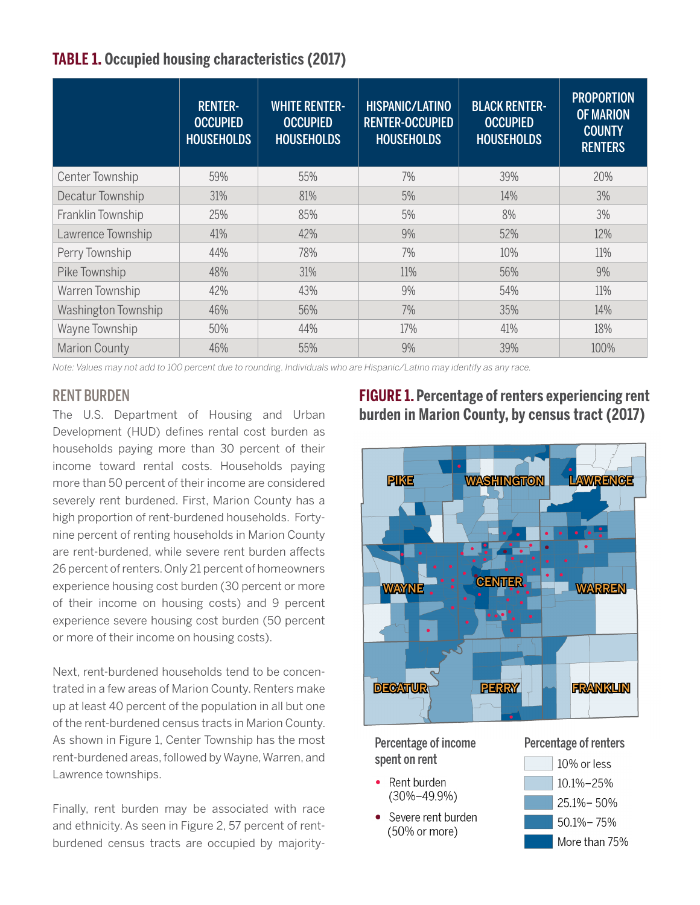**TABLE 1. Occupied housing characteristics (2017)**

| | RENTER-OCCUPIED HOUSEHOLDS | WHITE RENTER-OCCUPIED HOUSEHOLDS | HISPANIC/LATINO RENTER-OCCUPIED HOUSEHOLDS | BLACK RENTER-OCCUPIED HOUSEHOLDS | PROPORTION OF MARION COUNTY RENTERS |
|---|---|---|---|---|---|
| Center Township | 59% | 55% | 7% | 39% | 20% |
| Decatur Township | 31% | 81% | 5% | 14% | 3% |
| Franklin Township | 25% | 85% | 5% | 8% | 3% |
| Lawrence Township | 41% | 42% | 9% | 52% | 12% |
| Perry Township | 44% | 78% | 7% | 10% | 11% |
| Pike Township | 48% | 31% | 11% | 56% | 9% |
| Warren Township | 42% | 43% | 9% | 54% | 11% |
| Washington Township | 46% | 56% | 7% | 35% | 14% |
| Wayne Township | 50% | 44% | 17% | 41% | 18% |
| Marion County | 46% | 55% | 9% | 39% | 100% |

*Note: Values may not add to 100 percent due to rounding. Individuals who are Hispanic/Latino may identify as any race.*

## RENT BURDEN

The U.S. Department of Housing and Urban Development (HUD) defines rental cost burden as households paying more than 30 percent of their income toward rental costs. Households paying more than 50 percent of their income are considered severely rent burdened. First, Marion County has a high proportion of rent-burdened households. Forty-nine percent of renting households in Marion County are rent-burdened, while severe rent burden affects 26 percent of renters. Only 21 percent of homeowners experience housing cost burden (30 percent or more of their income on housing costs) and 9 percent experience severe housing cost burden (50 percent or more of their income on housing costs).

Next, rent-burdened households tend to be concentrated in a few areas of Marion County. Renters make up at least 40 percent of the population in all but one of the rent-burdened census tracts in Marion County. As shown in Figure 1, Center Township has the most rent-burdened areas, followed by Wayne, Warren, and Lawrence townships.

Finally, rent burden may be associated with race and ethnicity. As seen in Figure 2, 57 percent of rent-burdened census tracts are occupied by majority-

**FIGURE 1. Percentage of renters experiencing rent burden in Marion County, by census tract (2017)**

PIKE
WASHINGTON
LAWRENCE
WAYNE
CENTER
WARREN
DECATUR
PERRY
FRANKLIN

Percentage of income spent on rent

- Rent burden (30%–49.9%)
- Severe rent burden (50% or more)

Percentage of renters

10% or less
10.1%–25%
25.1%– 50%
50.1%– 75%
More than 75%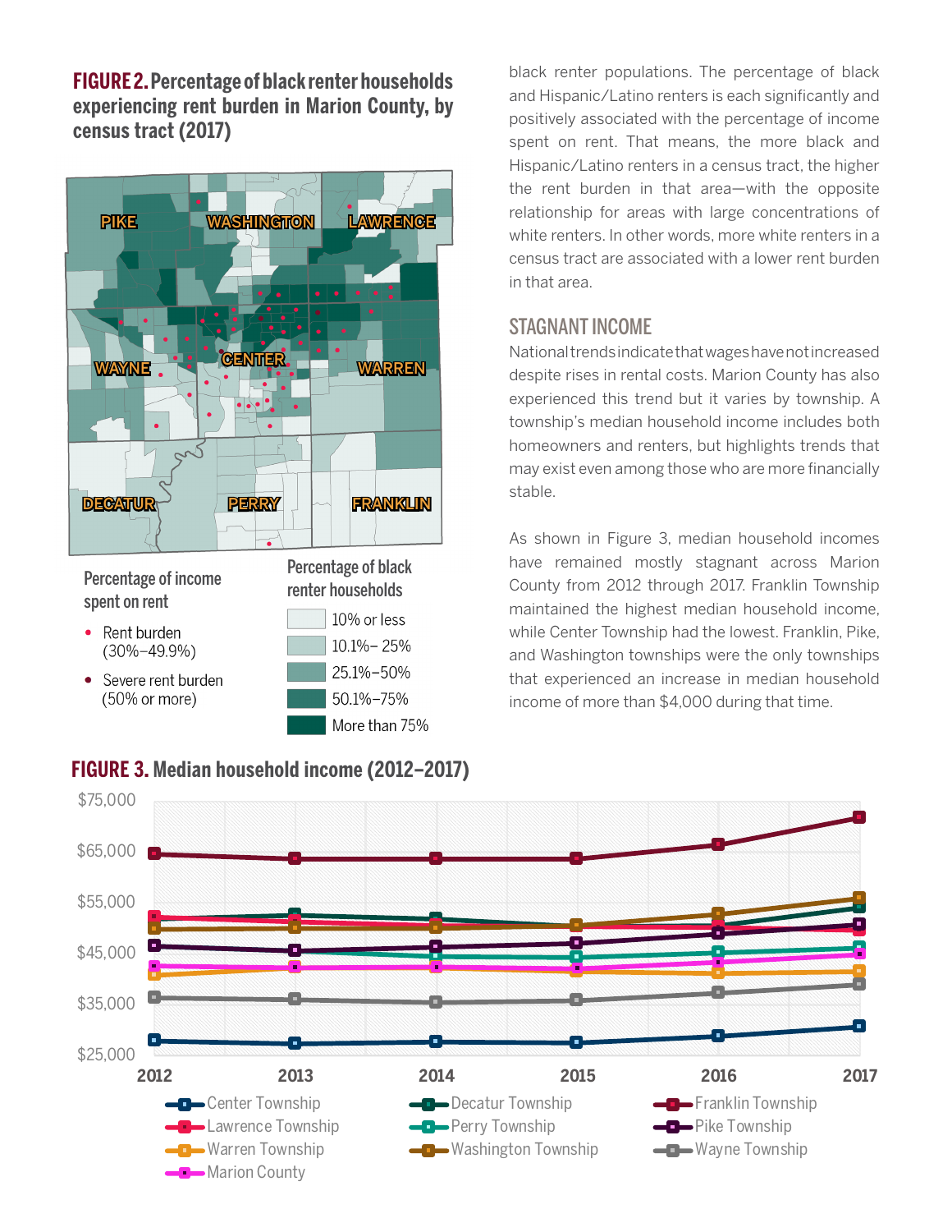**FIGURE 2.** Percentage of black renter households experiencing rent burden in Marion County, by census tract (2017)

PIKE
WASHINGTON
LAWRENCE
WAYNE
CENTER
WARREN
DECATUR
PERRY
FRANKLIN

Percentage of income spent on rent

- Rent burden (30%–49.9%)
- Severe rent burden (50% or more)

Percentage of black renter households

10% or less
10.1%– 25%
25.1%–50%
50.1%–75%
More than 75%

black renter populations. The percentage of black and Hispanic/Latino renters is each significantly and positively associated with the percentage of income spent on rent. That means, the more black and Hispanic/Latino renters in a census tract, the higher the rent burden in that area—with the opposite relationship for areas with large concentrations of white renters. In other words, more white renters in a census tract are associated with a lower rent burden in that area.

## STAGNANT INCOME

National trends indicate that wages have not increased despite rises in rental costs. Marion County has also experienced this trend but it varies by township. A township's median household income includes both homeowners and renters, but highlights trends that may exist even among those who are more financially stable.

As shown in Figure 3, median household incomes have remained mostly stagnant across Marion County from 2012 through 2017. Franklin Township maintained the highest median household income, while Center Township had the lowest. Franklin, Pike, and Washington townships were the only townships that experienced an increase in median household income of more than $4,000 during that time.

**FIGURE 3.** Median household income (2012–2017)

$75,000
$65,000
$55,000
$45,000
$35,000
$25,000

2012
2013
2014
2015
2016
2017

Center Township
Decatur Township
Franklin Township
Lawrence Township
Perry Township
Pike Township
Warren Township
Washington Township
Wayne Township
Marion County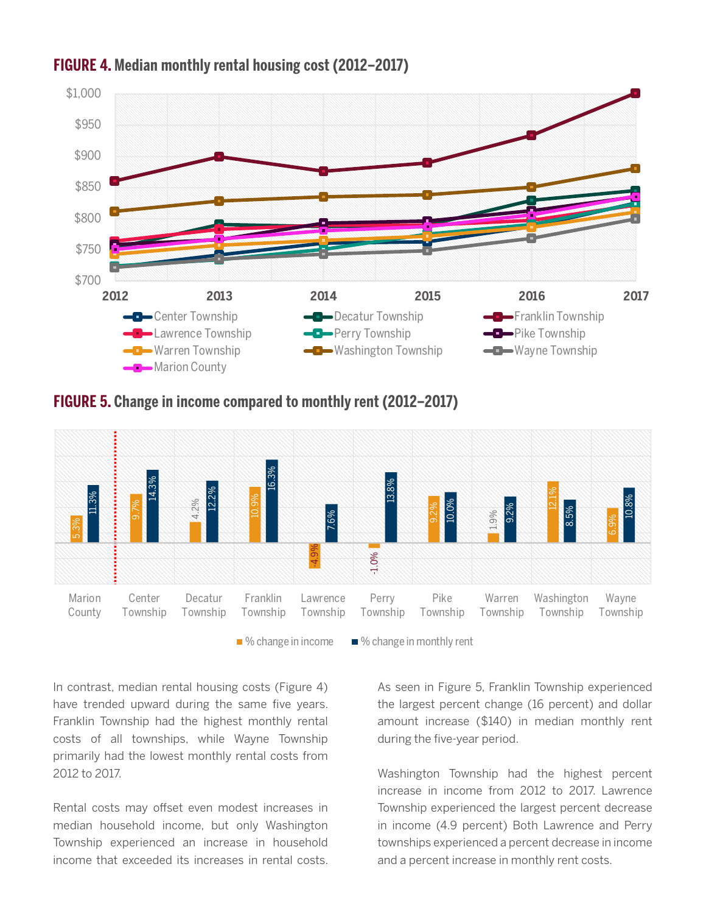**FIGURE 4.** Median monthly rental housing cost (2012–2017)

$1,000
$950
$900
$850
$800
$750
$700

2012
2013
2014
2015
2016
2017

Center Township
Decatur Township
Franklin Township
Lawrence Township
Perry Township
Pike Township
Warren Township
Washington Township
Wayne Township
Marion County

**FIGURE 5.** Change in income compared to monthly rent (2012–2017)

Marion County: 5.3%, 11.3%
Center Township: 9.7%, 14.3%
Decatur Township: 4.2%, 12.2%
Franklin Township: 10.9%, 16.3%
Lawrence Township: -4.9%, 7.6%
Perry Township: -1.0%, 13.8%
Pike Township: 9.2%, 10.0%
Warren Township: 1.9%, 9.2%
Washington Township: 12.1%, 8.5%
Wayne Township: 6.9%, 10.8%

% change in income
% change in monthly rent

In contrast, median rental housing costs (Figure 4) have trended upward during the same five years. Franklin Township had the highest monthly rental costs of all townships, while Wayne Township primarily had the lowest monthly rental costs from 2012 to 2017.

Rental costs may offset even modest increases in median household income, but only Washington Township experienced an increase in household income that exceeded its increases in rental costs.

As seen in Figure 5, Franklin Township experienced the largest percent change (16 percent) and dollar amount increase ($140) in median monthly rent during the five-year period.

Washington Township had the highest percent increase in income from 2012 to 2017. Lawrence Township experienced the largest percent decrease in income (4.9 percent) Both Lawrence and Perry townships experienced a percent decrease in income and a percent increase in monthly rent costs.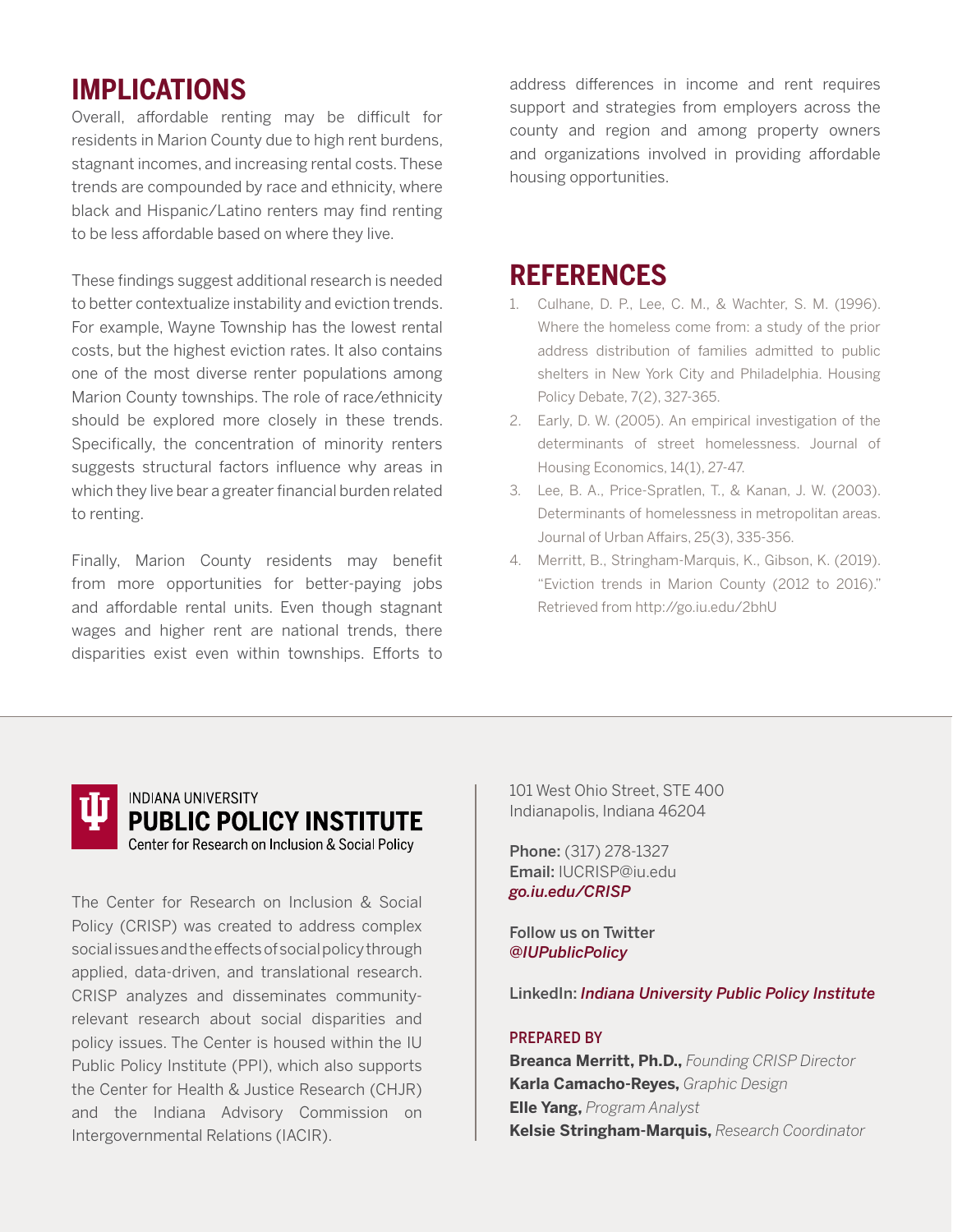## IMPLICATIONS

Overall, affordable renting may be difficult for residents in Marion County due to high rent burdens, stagnant incomes, and increasing rental costs. These trends are compounded by race and ethnicity, where black and Hispanic/Latino renters may find renting to be less affordable based on where they live.

These findings suggest additional research is needed to better contextualize instability and eviction trends. For example, Wayne Township has the lowest rental costs, but the highest eviction rates. It also contains one of the most diverse renter populations among Marion County townships. The role of race/ethnicity should be explored more closely in these trends. Specifically, the concentration of minority renters suggests structural factors influence why areas in which they live bear a greater financial burden related to renting.

Finally, Marion County residents may benefit from more opportunities for better-paying jobs and affordable rental units. Even though stagnant wages and higher rent are national trends, there disparities exist even within townships. Efforts to address differences in income and rent requires support and strategies from employers across the county and region and among property owners and organizations involved in providing affordable housing opportunities.

## REFERENCES

1. Culhane, D. P., Lee, C. M., & Wachter, S. M. (1996). Where the homeless come from: a study of the prior address distribution of families admitted to public shelters in New York City and Philadelphia. Housing Policy Debate, 7(2), 327-365.
2. Early, D. W. (2005). An empirical investigation of the determinants of street homelessness. Journal of Housing Economics, 14(1), 27-47.
3. Lee, B. A., Price-Spratlen, T., & Kanan, J. W. (2003). Determinants of homelessness in metropolitan areas. Journal of Urban Affairs, 25(3), 335-356.
4. Merritt, B., Stringham-Marquis, K., Gibson, K. (2019). "Eviction trends in Marion County (2012 to 2016)." Retrieved from http://go.iu.edu/2bhU

INDIANA UNIVERSITY
**PUBLIC POLICY INSTITUTE**
Center for Research on Inclusion & Social Policy

The Center for Research on Inclusion & Social Policy (CRISP) was created to address complex social issues and the effects of social policy through applied, data-driven, and translational research. CRISP analyzes and disseminates community-relevant research about social disparities and policy issues. The Center is housed within the IU Public Policy Institute (PPI), which also supports the Center for Health & Justice Research (CHJR) and the Indiana Advisory Commission on Intergovernmental Relations (IACIR).

101 West Ohio Street, STE 400
Indianapolis, Indiana 46204

**Phone:** (317) 278-1327
**Email:** IUCRISP@iu.edu
*go.iu.edu/CRISP*

Follow us on Twitter
*@IUPublicPolicy*

LinkedIn: *Indiana University Public Policy Institute*

PREPARED BY
**Breanca Merritt, Ph.D.,** *Founding CRISP Director*
**Karla Camacho-Reyes,** *Graphic Design*
**Elle Yang,** *Program Analyst*
**Kelsie Stringham-Marquis,** *Research Coordinator*